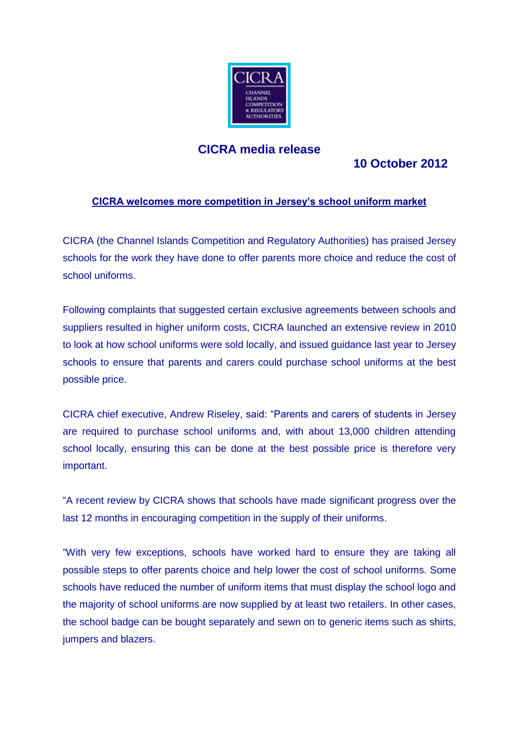CICRA

CHANNEL ISLANDS COMPETITION & REGULATORY AUTHORITIES

## CICRA media release

**10 October 2012**

### CICRA welcomes more competition in Jersey's school uniform market

CICRA (the Channel Islands Competition and Regulatory Authorities) has praised Jersey schools for the work they have done to offer parents more choice and reduce the cost of school uniforms.

Following complaints that suggested certain exclusive agreements between schools and suppliers resulted in higher uniform costs, CICRA launched an extensive review in 2010 to look at how school uniforms were sold locally, and issued guidance last year to Jersey schools to ensure that parents and carers could purchase school uniforms at the best possible price.

CICRA chief executive, Andrew Riseley, said: "Parents and carers of students in Jersey are required to purchase school uniforms and, with about 13,000 children attending school locally, ensuring this can be done at the best possible price is therefore very important.

"A recent review by CICRA shows that schools have made significant progress over the last 12 months in encouraging competition in the supply of their uniforms.

"With very few exceptions, schools have worked hard to ensure they are taking all possible steps to offer parents choice and help lower the cost of school uniforms. Some schools have reduced the number of uniform items that must display the school logo and the majority of school uniforms are now supplied by at least two retailers. In other cases, the school badge can be bought separately and sewn on to generic items such as shirts, jumpers and blazers.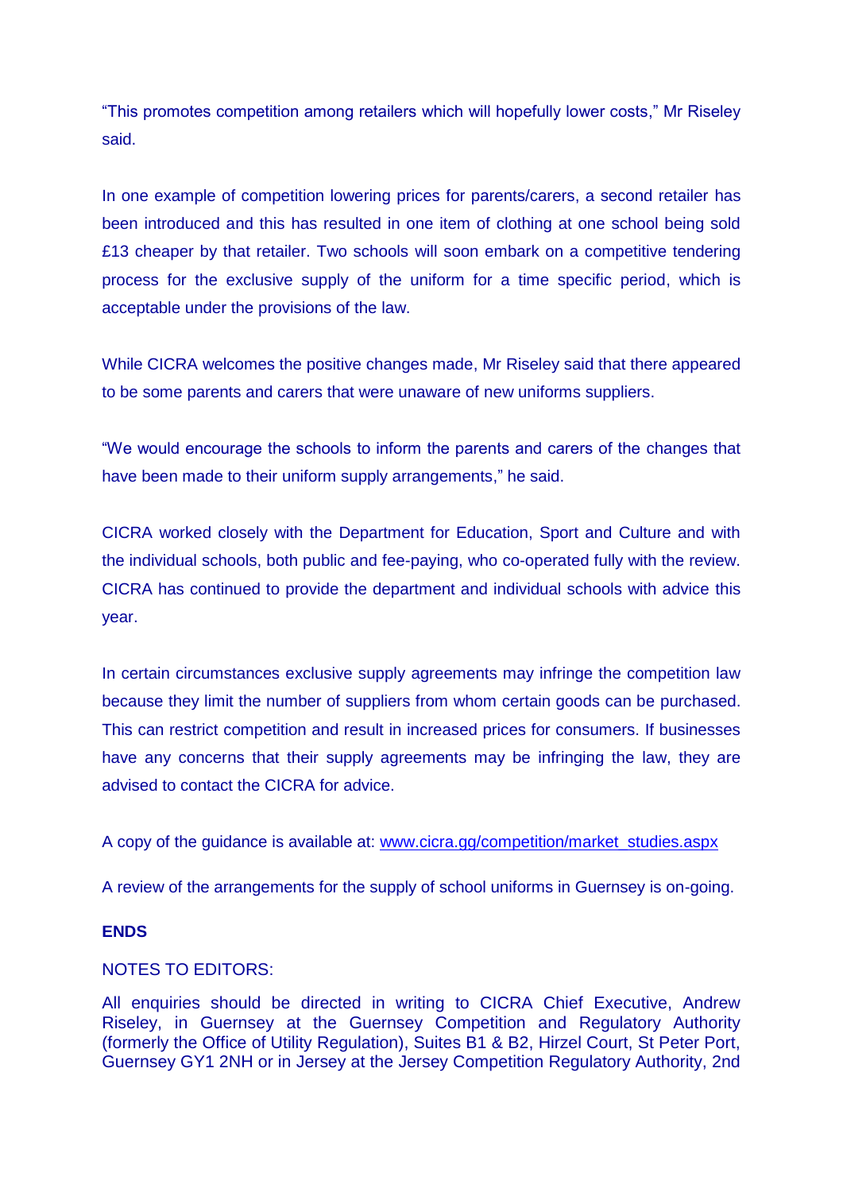"This promotes competition among retailers which will hopefully lower costs," Mr Riseley said.

In one example of competition lowering prices for parents/carers, a second retailer has been introduced and this has resulted in one item of clothing at one school being sold £13 cheaper by that retailer. Two schools will soon embark on a competitive tendering process for the exclusive supply of the uniform for a time specific period, which is acceptable under the provisions of the law.

While CICRA welcomes the positive changes made, Mr Riseley said that there appeared to be some parents and carers that were unaware of new uniforms suppliers.

"We would encourage the schools to inform the parents and carers of the changes that have been made to their uniform supply arrangements," he said.

CICRA worked closely with the Department for Education, Sport and Culture and with the individual schools, both public and fee-paying, who co-operated fully with the review. CICRA has continued to provide the department and individual schools with advice this year.

In certain circumstances exclusive supply agreements may infringe the competition law because they limit the number of suppliers from whom certain goods can be purchased. This can restrict competition and result in increased prices for consumers. If businesses have any concerns that their supply agreements may be infringing the law, they are advised to contact the CICRA for advice.

A copy of the guidance is available at: www.cicra.gg/competition/market_studies.aspx

A review of the arrangements for the supply of school uniforms in Guernsey is on-going.

**ENDS**

NOTES TO EDITORS:

All enquiries should be directed in writing to CICRA Chief Executive, Andrew Riseley, in Guernsey at the Guernsey Competition and Regulatory Authority (formerly the Office of Utility Regulation), Suites B1 & B2, Hirzel Court, St Peter Port, Guernsey GY1 2NH or in Jersey at the Jersey Competition Regulatory Authority, 2nd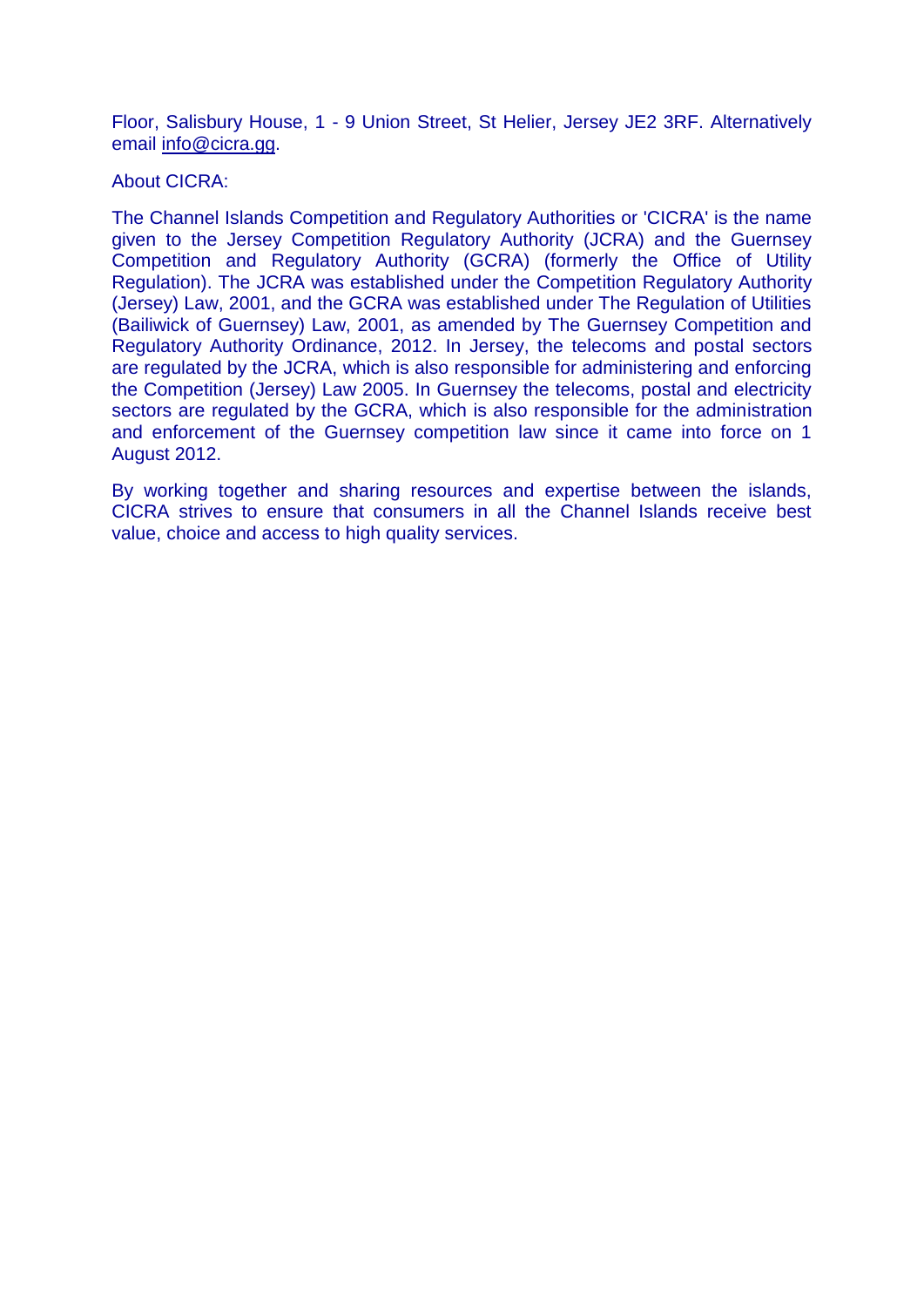Floor, Salisbury House, 1 - 9 Union Street, St Helier, Jersey JE2 3RF. Alternatively email info@cicra.gg.

About CICRA:

The Channel Islands Competition and Regulatory Authorities or 'CICRA' is the name given to the Jersey Competition Regulatory Authority (JCRA) and the Guernsey Competition and Regulatory Authority (GCRA) (formerly the Office of Utility Regulation). The JCRA was established under the Competition Regulatory Authority (Jersey) Law, 2001, and the GCRA was established under The Regulation of Utilities (Bailiwick of Guernsey) Law, 2001, as amended by The Guernsey Competition and Regulatory Authority Ordinance, 2012. In Jersey, the telecoms and postal sectors are regulated by the JCRA, which is also responsible for administering and enforcing the Competition (Jersey) Law 2005. In Guernsey the telecoms, postal and electricity sectors are regulated by the GCRA, which is also responsible for the administration and enforcement of the Guernsey competition law since it came into force on 1 August 2012.

By working together and sharing resources and expertise between the islands, CICRA strives to ensure that consumers in all the Channel Islands receive best value, choice and access to high quality services.